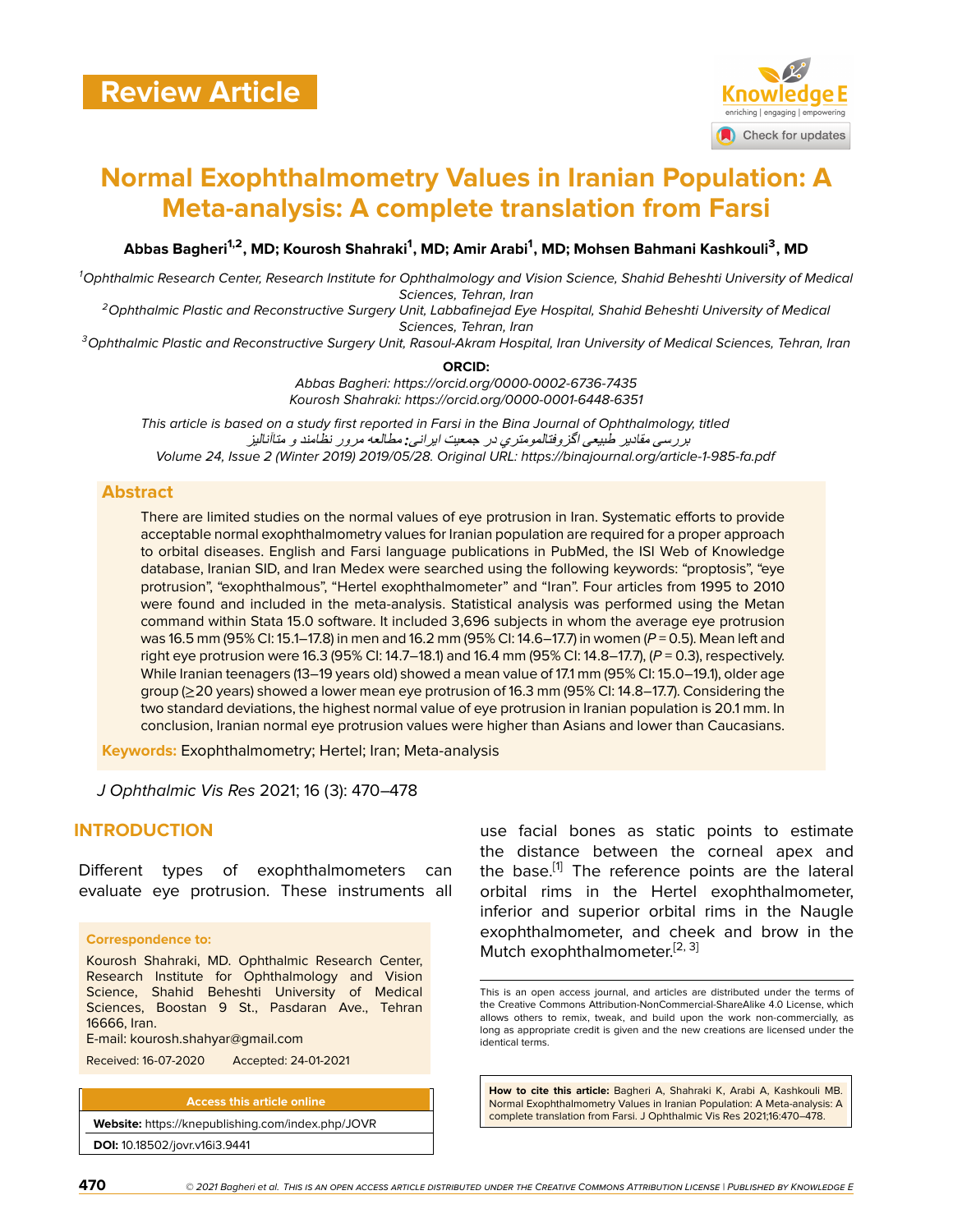Review Article

# Normal Exophthalmometry Values in Iranian Population: A Meta-analysis: A complete translation from Farsi

**Abbas Bagheri[1,2], MD; Kourosh Shahraki[1], MD; Amir Arabi[1], MD; Mohsen Bahmani Kashkouli[3], MD**

[1]*Ophthalmic Research Center, Research Institute for Ophthalmology and Vision Science, Shahid Beheshti University of Medical Sciences, Tehran, Iran*
[2]*Ophthalmic Plastic and Reconstructive Surgery Unit, Labbafinejad Eye Hospital, Shahid Beheshti University of Medical Sciences, Tehran, Iran*
[3]*Ophthalmic Plastic and Reconstructive Surgery Unit, Rasoul-Akram Hospital, Iran University of Medical Sciences, Tehran, Iran*

**ORCID:**
*Abbas Bagheri: https://orcid.org/0000-0002-6736-7435*
*Kourosh Shahraki: https://orcid.org/0000-0001-6448-6351*

*This article is based on a study first reported in Farsi in the Bina Journal of Ophthalmology, titled*
*بررسی مقادیر طبیعی اگزوفتالمومتري در جمعیت ایرانی: مطالعه مرور نظامند و متاآنالیز*
*Volume 24, Issue 2 (Winter 2019) 2019/05/28. Original URL: https://binajournal.org/article-1-985-fa.pdf*

## Abstract

There are limited studies on the normal values of eye protrusion in Iran. Systematic efforts to provide acceptable normal exophthalmometry values for Iranian population are required for a proper approach to orbital diseases. English and Farsi language publications in PubMed, the ISI Web of Knowledge database, Iranian SID, and Iran Medex were searched using the following keywords: "proptosis", "eye protrusion", "exophthalmous", "Hertel exophthalmometer" and "Iran". Four articles from 1995 to 2010 were found and included in the meta-analysis. Statistical analysis was performed using the Metan command within Stata 15.0 software. It included 3,696 subjects in whom the average eye protrusion was 16.5 mm (95% CI: 15.1–17.8) in men and 16.2 mm (95% CI: 14.6–17.7) in women ($P = 0.5$). Mean left and right eye protrusion were 16.3 (95% CI: 14.7–18.1) and 16.4 mm (95% CI: 14.8–17.7), ($P = 0.3$), respectively. While Iranian teenagers (13–19 years old) showed a mean value of 17.1 mm (95% CI: 15.0–19.1), older age group (≥20 years) showed a lower mean eye protrusion of 16.3 mm (95% CI: 14.8–17.7). Considering the two standard deviations, the highest normal value of eye protrusion in Iranian population is 20.1 mm. In conclusion, Iranian normal eye protrusion values were higher than Asians and lower than Caucasians.

**Keywords:** Exophthalmometry; Hertel; Iran; Meta-analysis

*J Ophthalmic Vis Res* 2021; 16 (3): 470–478

## INTRODUCTION

Different types of exophthalmometers can evaluate eye protrusion. These instruments all use facial bones as static points to estimate the distance between the corneal apex and the base.[1] The reference points are the lateral orbital rims in the Hertel exophthalmometer, inferior and superior orbital rims in the Naugle exophthalmometer, and cheek and brow in the Mutch exophthalmometer.[2, 3]

**Correspondence to:**

Kourosh Shahraki, MD. Ophthalmic Research Center, Research Institute for Ophthalmology and Vision Science, Shahid Beheshti University of Medical Sciences, Boostan 9 St., Pasdaran Ave., Tehran 16666, Iran.
E-mail: kourosh.shahyar@gmail.com

Received: 16-07-2020 Accepted: 24-01-2021

**Access this article online**

**Website:** https://knepublishing.com/index.php/JOVR

**DOI:** 10.18502/jovr.v16i3.9441

This is an open access journal, and articles are distributed under the terms of the Creative Commons Attribution-NonCommercial-ShareAlike 4.0 License, which allows others to remix, tweak, and build upon the work non-commercially, as long as appropriate credit is given and the new creations are licensed under the identical terms.

**How to cite this article:** Bagheri A, Shahraki K, Arabi A, Kashkouli MB. Normal Exophthalmometry Values in Iranian Population: A Meta-analysis: A complete translation from Farsi. J Ophthalmic Vis Res 2021;16:470–478.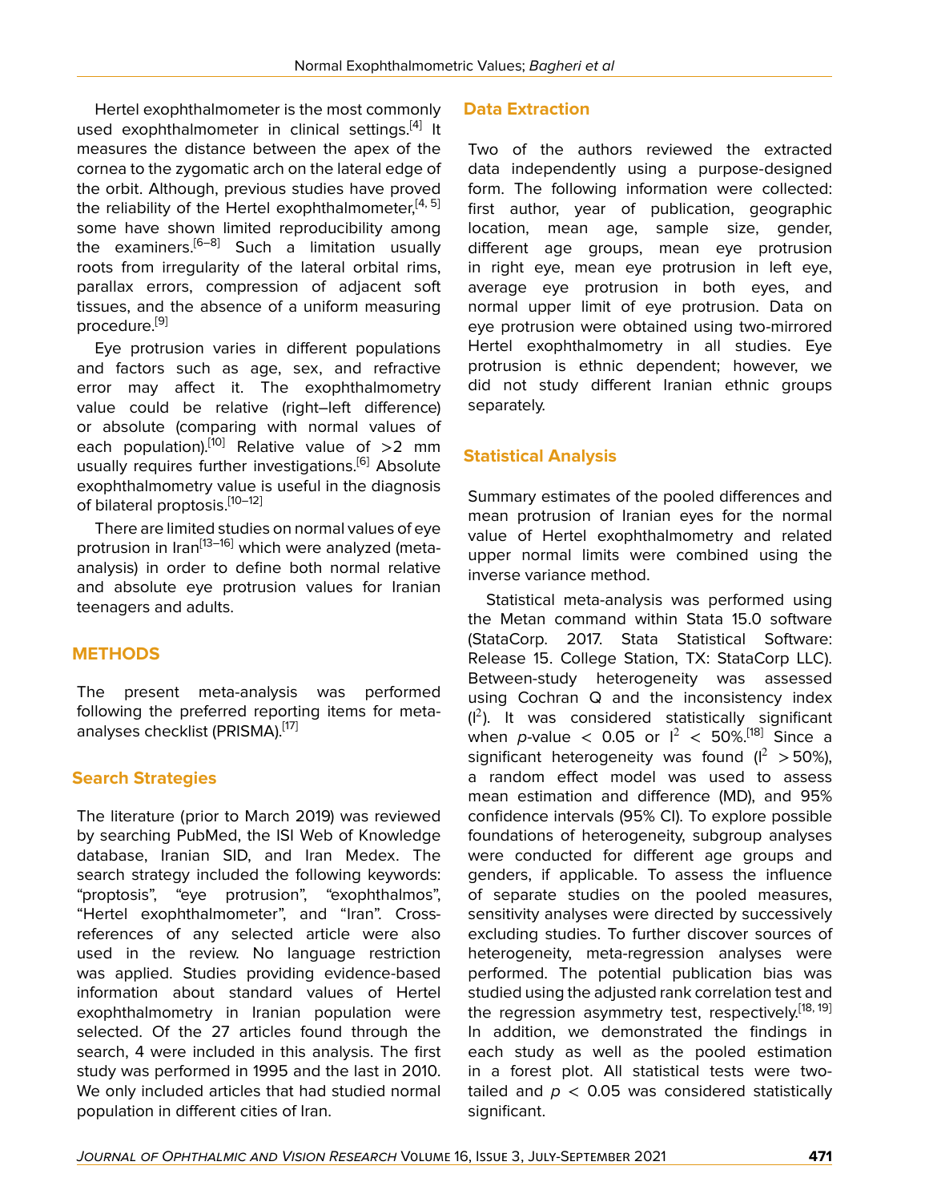Hertel exophthalmometer is the most commonly used exophthalmometer in clinical settings.[4] It measures the distance between the apex of the cornea to the zygomatic arch on the lateral edge of the orbit. Although, previous studies have proved the reliability of the Hertel exophthalmometer,[4, 5] some have shown limited reproducibility among the examiners.[6–8] Such a limitation usually roots from irregularity of the lateral orbital rims, parallax errors, compression of adjacent soft tissues, and the absence of a uniform measuring procedure.[9]

Eye protrusion varies in different populations and factors such as age, sex, and refractive error may affect it. The exophthalmometry value could be relative (right–left difference) or absolute (comparing with normal values of each population).[10] Relative value of >2 mm usually requires further investigations.[6] Absolute exophthalmometry value is useful in the diagnosis of bilateral proptosis.[10–12]

There are limited studies on normal values of eye protrusion in Iran[13–16] which were analyzed (meta-analysis) in order to define both normal relative and absolute eye protrusion values for Iranian teenagers and adults.

## METHODS

The present meta-analysis was performed following the preferred reporting items for meta-analyses checklist (PRISMA).[17]

### Search Strategies

The literature (prior to March 2019) was reviewed by searching PubMed, the ISI Web of Knowledge database, Iranian SID, and Iran Medex. The search strategy included the following keywords: "proptosis", "eye protrusion", "exophthalmos", "Hertel exophthalmometer", and "Iran". Cross-references of any selected article were also used in the review. No language restriction was applied. Studies providing evidence-based information about standard values of Hertel exophthalmometry in Iranian population were selected. Of the 27 articles found through the search, 4 were included in this analysis. The first study was performed in 1995 and the last in 2010. We only included articles that had studied normal population in different cities of Iran.

### Data Extraction

Two of the authors reviewed the extracted data independently using a purpose-designed form. The following information were collected: first author, year of publication, geographic location, mean age, sample size, gender, different age groups, mean eye protrusion in right eye, mean eye protrusion in left eye, average eye protrusion in both eyes, and normal upper limit of eye protrusion. Data on eye protrusion were obtained using two-mirrored Hertel exophthalmometry in all studies. Eye protrusion is ethnic dependent; however, we did not study different Iranian ethnic groups separately.

### Statistical Analysis

Summary estimates of the pooled differences and mean protrusion of Iranian eyes for the normal value of Hertel exophthalmometry and related upper normal limits were combined using the inverse variance method.

Statistical meta-analysis was performed using the Metan command within Stata 15.0 software (StataCorp. 2017. Stata Statistical Software: Release 15. College Station, TX: StataCorp LLC). Between-study heterogeneity was assessed using Cochran Q and the inconsistency index ($I^2$). It was considered statistically significant when $p$-value $< 0.05$ or $I^2 < 50\%$.[18] Since a significant heterogeneity was found ($I^2 > 50\%$), a random effect model was used to assess mean estimation and difference (MD), and 95% confidence intervals (95% CI). To explore possible foundations of heterogeneity, subgroup analyses were conducted for different age groups and genders, if applicable. To assess the influence of separate studies on the pooled measures, sensitivity analyses were directed by successively excluding studies. To further discover sources of heterogeneity, meta-regression analyses were performed. The potential publication bias was studied using the adjusted rank correlation test and the regression asymmetry test, respectively.[18, 19] In addition, we demonstrated the findings in each study as well as the pooled estimation in a forest plot. All statistical tests were two-tailed and $p < 0.05$ was considered statistically significant.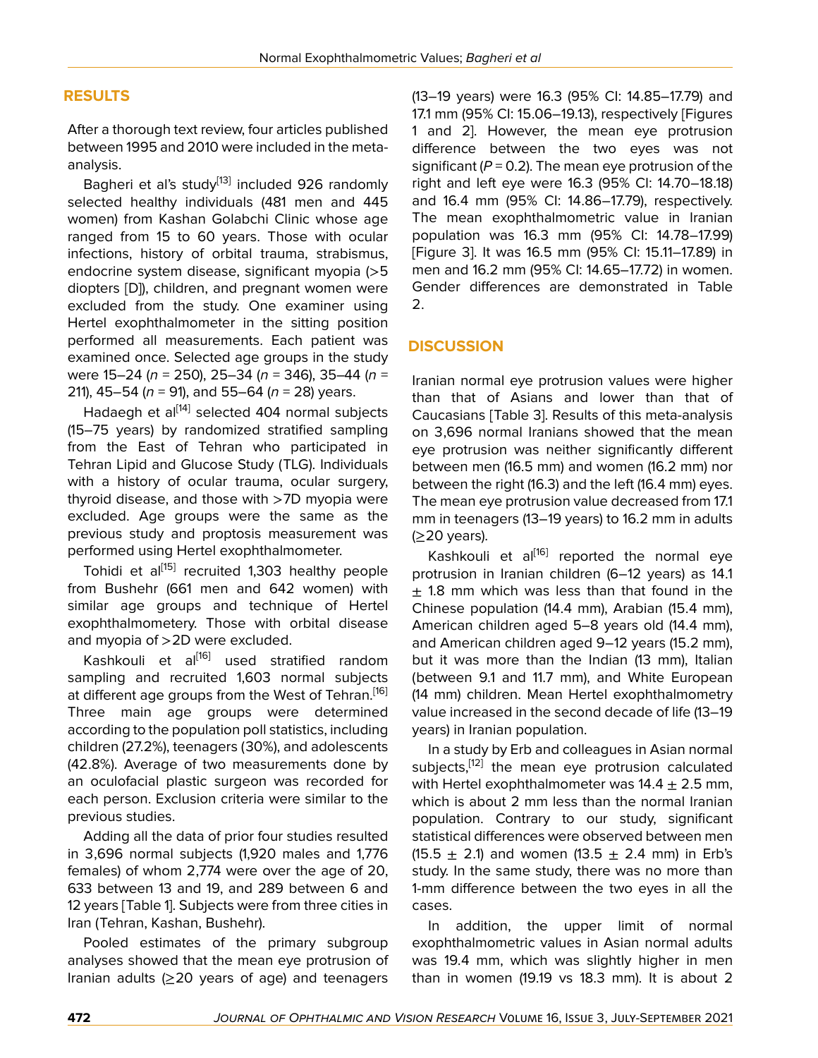## RESULTS

After a thorough text review, four articles published between 1995 and 2010 were included in the meta-analysis.

Bagheri et al's study[13] included 926 randomly selected healthy individuals (481 men and 445 women) from Kashan Golabchi Clinic whose age ranged from 15 to 60 years. Those with ocular infections, history of orbital trauma, strabismus, endocrine system disease, significant myopia (>5 diopters [D]), children, and pregnant women were excluded from the study. One examiner using Hertel exophthalmometer in the sitting position performed all measurements. Each patient was examined once. Selected age groups in the study were 15–24 (*n* = 250), 25–34 (*n* = 346), 35–44 (*n* = 211), 45–54 (*n* = 91), and 55–64 (*n* = 28) years.

Hadaegh et al[14] selected 404 normal subjects (15–75 years) by randomized stratified sampling from the East of Tehran who participated in Tehran Lipid and Glucose Study (TLG). Individuals with a history of ocular trauma, ocular surgery, thyroid disease, and those with >7D myopia were excluded. Age groups were the same as the previous study and proptosis measurement was performed using Hertel exophthalmometer.

Tohidi et al[15] recruited 1,303 healthy people from Bushehr (661 men and 642 women) with similar age groups and technique of Hertel exophthalmometery. Those with orbital disease and myopia of >2D were excluded.

Kashkouli et al[16] used stratified random sampling and recruited 1,603 normal subjects at different age groups from the West of Tehran.[16] Three main age groups were determined according to the population poll statistics, including children (27.2%), teenagers (30%), and adolescents (42.8%). Average of two measurements done by an oculofacial plastic surgeon was recorded for each person. Exclusion criteria were similar to the previous studies.

Adding all the data of prior four studies resulted in 3,696 normal subjects (1,920 males and 1,776 females) of whom 2,774 were over the age of 20, 633 between 13 and 19, and 289 between 6 and 12 years [Table 1]. Subjects were from three cities in Iran (Tehran, Kashan, Bushehr).

Pooled estimates of the primary subgroup analyses showed that the mean eye protrusion of Iranian adults (≥20 years of age) and teenagers (13–19 years) were 16.3 (95% CI: 14.85–17.79) and 17.1 mm (95% CI: 15.06–19.13), respectively [Figures 1 and 2]. However, the mean eye protrusion difference between the two eyes was not significant ($P = 0.2$). The mean eye protrusion of the right and left eye were 16.3 (95% CI: 14.70–18.18) and 16.4 mm (95% CI: 14.86–17.79), respectively. The mean exophthalmometric value in Iranian population was 16.3 mm (95% CI: 14.78–17.99) [Figure 3]. It was 16.5 mm (95% CI: 15.11–17.89) in men and 16.2 mm (95% CI: 14.65–17.72) in women. Gender differences are demonstrated in Table 2.

## DISCUSSION

Iranian normal eye protrusion values were higher than that of Asians and lower than that of Caucasians [Table 3]. Results of this meta-analysis on 3,696 normal Iranians showed that the mean eye protrusion was neither significantly different between men (16.5 mm) and women (16.2 mm) nor between the right (16.3) and the left (16.4 mm) eyes. The mean eye protrusion value decreased from 17.1 mm in teenagers (13–19 years) to 16.2 mm in adults (≥20 years).

Kashkouli et al[16] reported the normal eye protrusion in Iranian children (6–12 years) as 14.1 ± 1.8 mm which was less than that found in the Chinese population (14.4 mm), Arabian (15.4 mm), American children aged 5–8 years old (14.4 mm), and American children aged 9–12 years (15.2 mm), but it was more than the Indian (13 mm), Italian (between 9.1 and 11.7 mm), and White European (14 mm) children. Mean Hertel exophthalmometry value increased in the second decade of life (13–19 years) in Iranian population.

In a study by Erb and colleagues in Asian normal subjects,[12] the mean eye protrusion calculated with Hertel exophthalmometer was 14.4 ± 2.5 mm, which is about 2 mm less than the normal Iranian population. Contrary to our study, significant statistical differences were observed between men (15.5 ± 2.1) and women (13.5 ± 2.4 mm) in Erb's study. In the same study, there was no more than 1-mm difference between the two eyes in all the cases.

In addition, the upper limit of normal exophthalmometric values in Asian normal adults was 19.4 mm, which was slightly higher in men than in women (19.19 vs 18.3 mm). It is about 2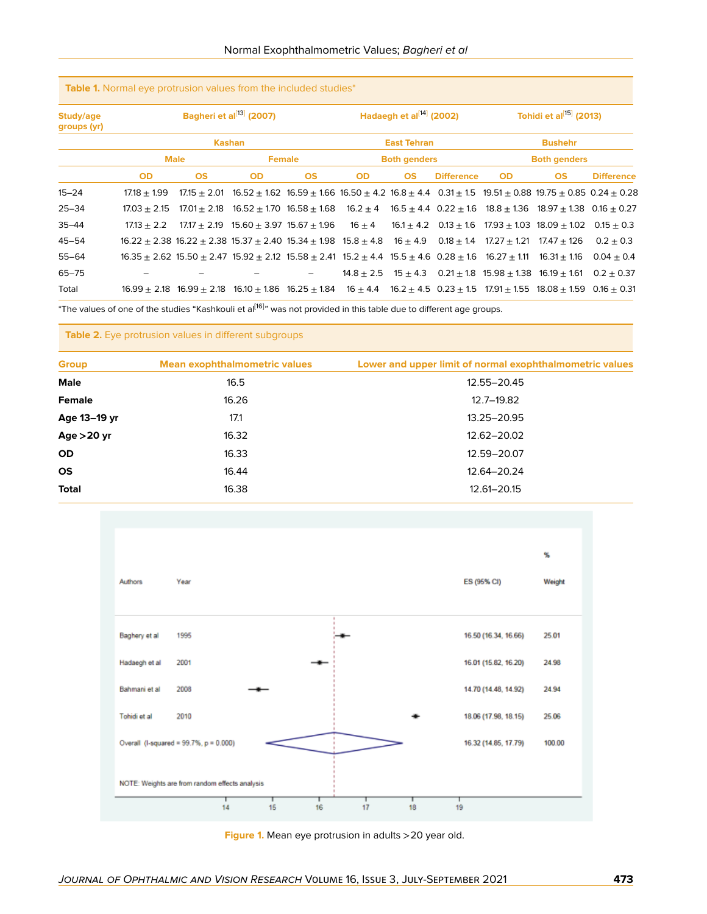**Table 1.** Normal eye protrusion values from the included studies*

| Study/age groups (yr) | Bagheri et al[13] (2007) | | | | Hadaegh et al[14] (2002) | | | Tohidi et al[15] (2013) | | |
|---|---|---|---|---|---|---|---|---|---|---|
| | Kashan | | | | East Tehran | | | Bushehr | | |
| | Male | | Female | | Both genders | | | Both genders | | |
| | OD | OS | OD | OS | OD | OS | Difference | OD | OS | Difference |
| 15–24 | 17.18 ± 1.99 | 17.15 ± 2.01 | 16.52 ± 1.62 | 16.59 ± 1.66 | 16.50 ± 4.2 | 16.8 ± 4.4 | 0.31 ± 1.5 | 19.51 ± 0.88 | 19.75 ± 0.85 | 0.24 ± 0.28 |
| 25–34 | 17.03 ± 2.15 | 17.01 ± 2.18 | 16.52 ± 1.70 | 16.58 ± 1.68 | 16.2 ± 4 | 16.5 ± 4.4 | 0.22 ± 1.6 | 18.8 ± 1.36 | 18.97 ± 1.38 | 0.16 ± 0.27 |
| 35–44 | 17.13 ± 2.2 | 17.17 ± 2.19 | 15.60 ± 3.97 | 15.67 ± 1.96 | 16 ± 4 | 16.1 ± 4.2 | 0.13 ± 1.6 | 17.93 ± 1.03 | 18.09 ± 1.02 | 0.15 ± 0.3 |
| 45–54 | 16.22 ± 2.38 | 16.22 ± 2.38 | 15.37 ± 2.40 | 15.34 ± 1.98 | 15.8 ± 4.8 | 16 ± 4.9 | 0.18 ± 1.4 | 17.27 ± 1.21 | 17.47 ± 126 | 0.2 ± 0.3 |
| 55–64 | 16.35 ± 2.62 | 15.50 ± 2.47 | 15.92 ± 2.12 | 15.58 ± 2.41 | 15.2 ± 4.4 | 15.5 ± 4.6 | 0.28 ± 1.6 | 16.27 ± 1.11 | 16.31 ± 1.16 | 0.04 ± 0.4 |
| 65–75 | – | – | – | – | 14.8 ± 2.5 | 15 ± 4.3 | 0.21 ± 1.8 | 15.98 ± 1.38 | 16.19 ± 1.61 | 0.2 ± 0.37 |
| Total | 16.99 ± 2.18 | 16.99 ± 2.18 | 16.10 ± 1.86 | 16.25 ± 1.84 | 16 ± 4.4 | 16.2 ± 4.5 | 0.23 ± 1.5 | 17.91 ± 1.55 | 18.08 ± 1.59 | 0.16 ± 0.31 |

*The values of one of the studies "Kashkouli et al[16]" was not provided in this table due to different age groups.

**Table 2.** Eye protrusion values in different subgroups

| Group | Mean exophthalmometric values | Lower and upper limit of normal exophthalmometric values |
|---|---|---|
| **Male** | 16.5 | 12.55–20.45 |
| **Female** | 16.26 | 12.7–19.82 |
| **Age 13–19 yr** | 17.1 | 13.25–20.95 |
| **Age >20 yr** | 16.32 | 12.62–20.02 |
| **OD** | 16.33 | 12.59–20.07 |
| **OS** | 16.44 | 12.64–20.24 |
| **Total** | 16.38 | 12.61–20.15 |

| Authors | Year | ES (95% CI) | % Weight |
|---|---|---|---|
| Baghery et al | 1995 | 16.50 (16.34, 16.66) | 25.01 |
| Hadaegh et al | 2001 | 16.01 (15.82, 16.20) | 24.98 |
| Bahmani et al | 2008 | 14.70 (14.48, 14.92) | 24.94 |
| Tohidi et al | 2010 | 18.06 (17.98, 18.15) | 25.06 |
| Overall (I-squared = 99.7%, p = 0.000) | | 16.32 (14.85, 17.79) | 100.00 |

NOTE: Weights are from random effects analysis

**Figure 1.** Mean eye protrusion in adults >20 year old.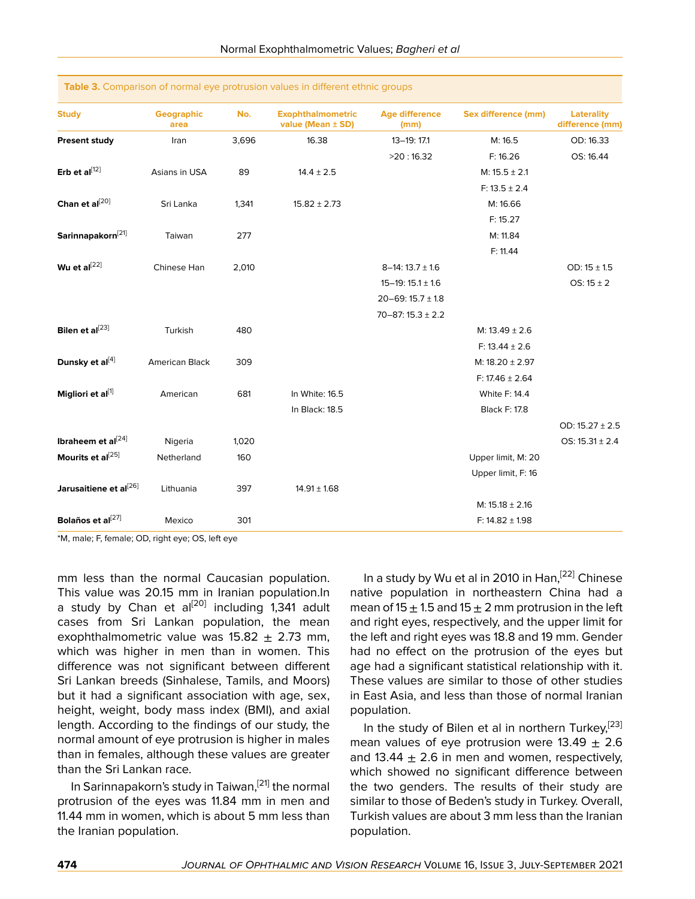**Table 3.** Comparison of normal eye protrusion values in different ethnic groups

| Study | Geographic area | No. | Exophthalmometric value (Mean ± SD) | Age difference (mm) | Sex difference (mm) | Laterality difference (mm) |
|---|---|---|---|---|---|---|
| **Present study** | Iran | 3,696 | 16.38 | 13–19: 17.1 | M: 16.5 | OD: 16.33 |
| | | | | >20 : 16.32 | F: 16.26 | OS: 16.44 |
| **Erb et al**[12] | Asians in USA | 89 | 14.4 ± 2.5 | | M: 15.5 ± 2.1 | |
| | | | | | F: 13.5 ± 2.4 | |
| **Chan et al**[20] | Sri Lanka | 1,341 | 15.82 ± 2.73 | | M: 16.66 | |
| | | | | | F: 15.27 | |
| **Sarinnapakorn**[21] | Taiwan | 277 | | | M: 11.84 | |
| | | | | | F: 11.44 | |
| **Wu et al**[22] | Chinese Han | 2,010 | | 8–14: 13.7 ± 1.6 | | OD: 15 ± 1.5 |
| | | | | 15–19: 15.1 ± 1.6 | | OS: 15 ± 2 |
| | | | | 20–69: 15.7 ± 1.8 | | |
| | | | | 70–87: 15.3 ± 2.2 | | |
| **Bilen et al**[23] | Turkish | 480 | | | M: 13.49 ± 2.6 | |
| | | | | | F: 13.44 ± 2.6 | |
| **Dunsky et al**[4] | American Black | 309 | | | M: 18.20 ± 2.97 | |
| | | | | | F: 17.46 ± 2.64 | |
| **Migliori et al**[1] | American | 681 | In White: 16.5 | | White F: 14.4 | |
| | | | In Black: 18.5 | | Black F: 17.8 | |
| | | | | | | OD: 15.27 ± 2.5 |
| **Ibraheem et al**[24] | Nigeria | 1,020 | | | | OS: 15.31 ± 2.4 |
| **Mourits et al**[25] | Netherland | 160 | | | Upper limit, M: 20 | |
| | | | | | Upper limit, F: 16 | |
| **Jarusaitiene et al**[26] | Lithuania | 397 | 14.91 ± 1.68 | | | |
| | | | | | M: 15.18 ± 2.16 | |
| **Bolaños et al**[27] | Mexico | 301 | | | F: 14.82 ± 1.98 | |

*M, male; F, female; OD, right eye; OS, left eye

mm less than the normal Caucasian population. This value was 20.15 mm in Iranian population.In a study by Chan et al[20] including 1,341 adult cases from Sri Lankan population, the mean exophthalmometric value was 15.82 ± 2.73 mm, which was higher in men than in women. This difference was not significant between different Sri Lankan breeds (Sinhalese, Tamils, and Moors) but it had a significant association with age, sex, height, weight, body mass index (BMI), and axial length. According to the findings of our study, the normal amount of eye protrusion is higher in males than in females, although these values are greater than the Sri Lankan race.

In Sarinnapakorn's study in Taiwan,[21] the normal protrusion of the eyes was 11.84 mm in men and 11.44 mm in women, which is about 5 mm less than the Iranian population.

In a study by Wu et al in 2010 in Han,[22] Chinese native population in northeastern China had a mean of 15 ± 1.5 and 15 ± 2 mm protrusion in the left and right eyes, respectively, and the upper limit for the left and right eyes was 18.8 and 19 mm. Gender had no effect on the protrusion of the eyes but age had a significant statistical relationship with it. These values are similar to those of other studies in East Asia, and less than those of normal Iranian population.

In the study of Bilen et al in northern Turkey,[23] mean values of eye protrusion were 13.49 ± 2.6 and 13.44 ± 2.6 in men and women, respectively, which showed no significant difference between the two genders. The results of their study are similar to those of Beden's study in Turkey. Overall, Turkish values are about 3 mm less than the Iranian population.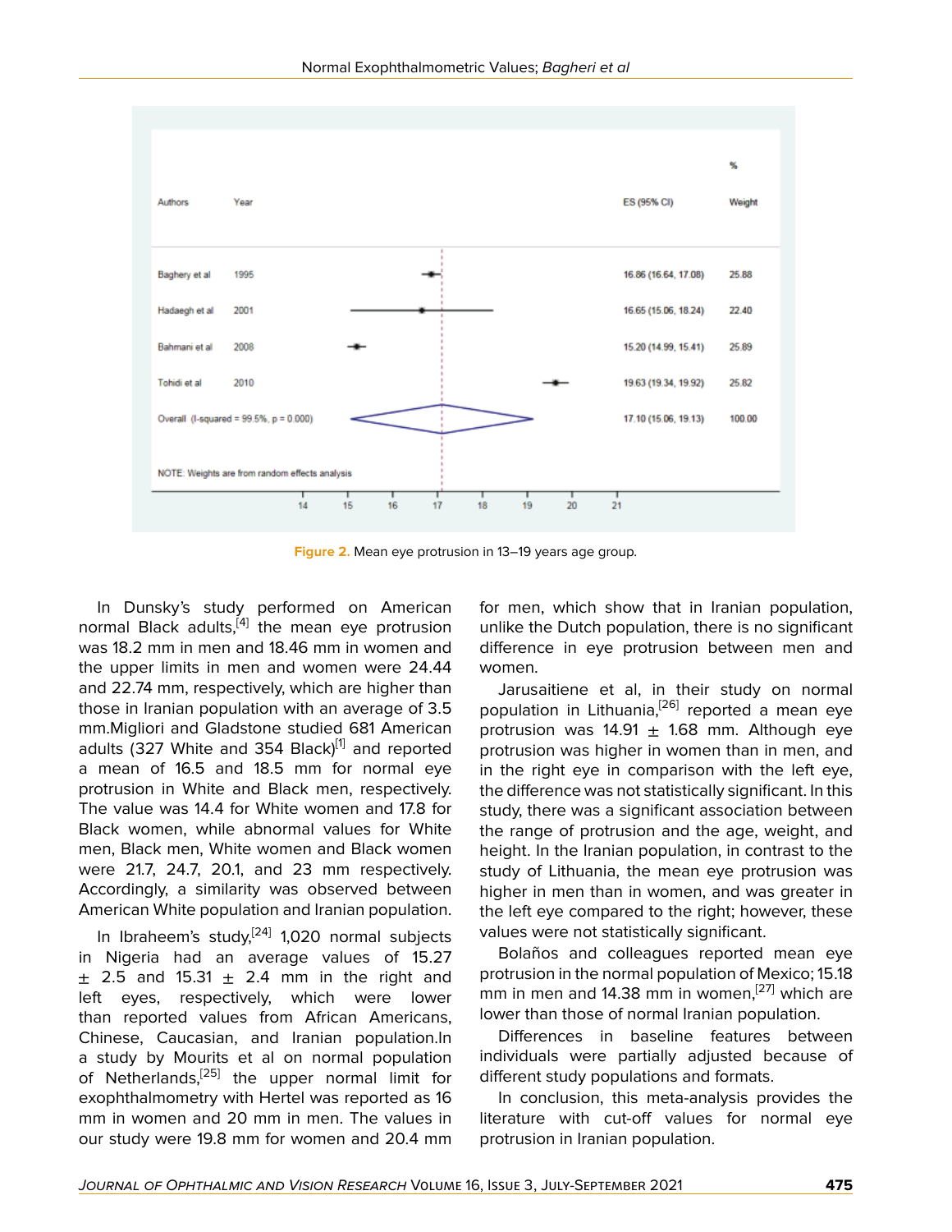Figure 2. Mean eye protrusion in 13–19 years age group.

| Authors | Year | ES (95% CI) | % Weight |
|---|---|---|---|
| Baghery et al | 1995 | 16.86 (16.64, 17.08) | 25.88 |
| Hadaegh et al | 2001 | 16.65 (15.06, 18.24) | 22.40 |
| Bahmani et al | 2008 | 15.20 (14.99, 15.41) | 25.89 |
| Tohidi et al | 2010 | 19.63 (19.34, 19.92) | 25.82 |
| Overall (I-squared = 99.5%, p = 0.000) | | 17.10 (15.06, 19.13) | 100.00 |

NOTE: Weights are from random effects analysis

In Dunsky's study performed on American normal Black adults,[4] the mean eye protrusion was 18.2 mm in men and 18.46 mm in women and the upper limits in men and women were 24.44 and 22.74 mm, respectively, which are higher than those in Iranian population with an average of 3.5 mm.Migliori and Gladstone studied 681 American adults (327 White and 354 Black)[1] and reported a mean of 16.5 and 18.5 mm for normal eye protrusion in White and Black men, respectively. The value was 14.4 for White women and 17.8 for Black women, while abnormal values for White men, Black men, White women and Black women were 21.7, 24.7, 20.1, and 23 mm respectively. Accordingly, a similarity was observed between American White population and Iranian population.

In Ibraheem's study,[24] 1,020 normal subjects in Nigeria had an average values of 15.27 ± 2.5 and 15.31 ± 2.4 mm in the right and left eyes, respectively, which were lower than reported values from African Americans, Chinese, Caucasian, and Iranian population.In a study by Mourits et al on normal population of Netherlands,[25] the upper normal limit for exophthalmometry with Hertel was reported as 16 mm in women and 20 mm in men. The values in our study were 19.8 mm for women and 20.4 mm for men, which show that in Iranian population, unlike the Dutch population, there is no significant difference in eye protrusion between men and women.

Jarusaitiene et al, in their study on normal population in Lithuania,[26] reported a mean eye protrusion was 14.91 ± 1.68 mm. Although eye protrusion was higher in women than in men, and in the right eye in comparison with the left eye, the difference was not statistically significant. In this study, there was a significant association between the range of protrusion and the age, weight, and height. In the Iranian population, in contrast to the study of Lithuania, the mean eye protrusion was higher in men than in women, and was greater in the left eye compared to the right; however, these values were not statistically significant.

Bolaños and colleagues reported mean eye protrusion in the normal population of Mexico; 15.18 mm in men and 14.38 mm in women,[27] which are lower than those of normal Iranian population.

Differences in baseline features between individuals were partially adjusted because of different study populations and formats.

In conclusion, this meta-analysis provides the literature with cut-off values for normal eye protrusion in Iranian population.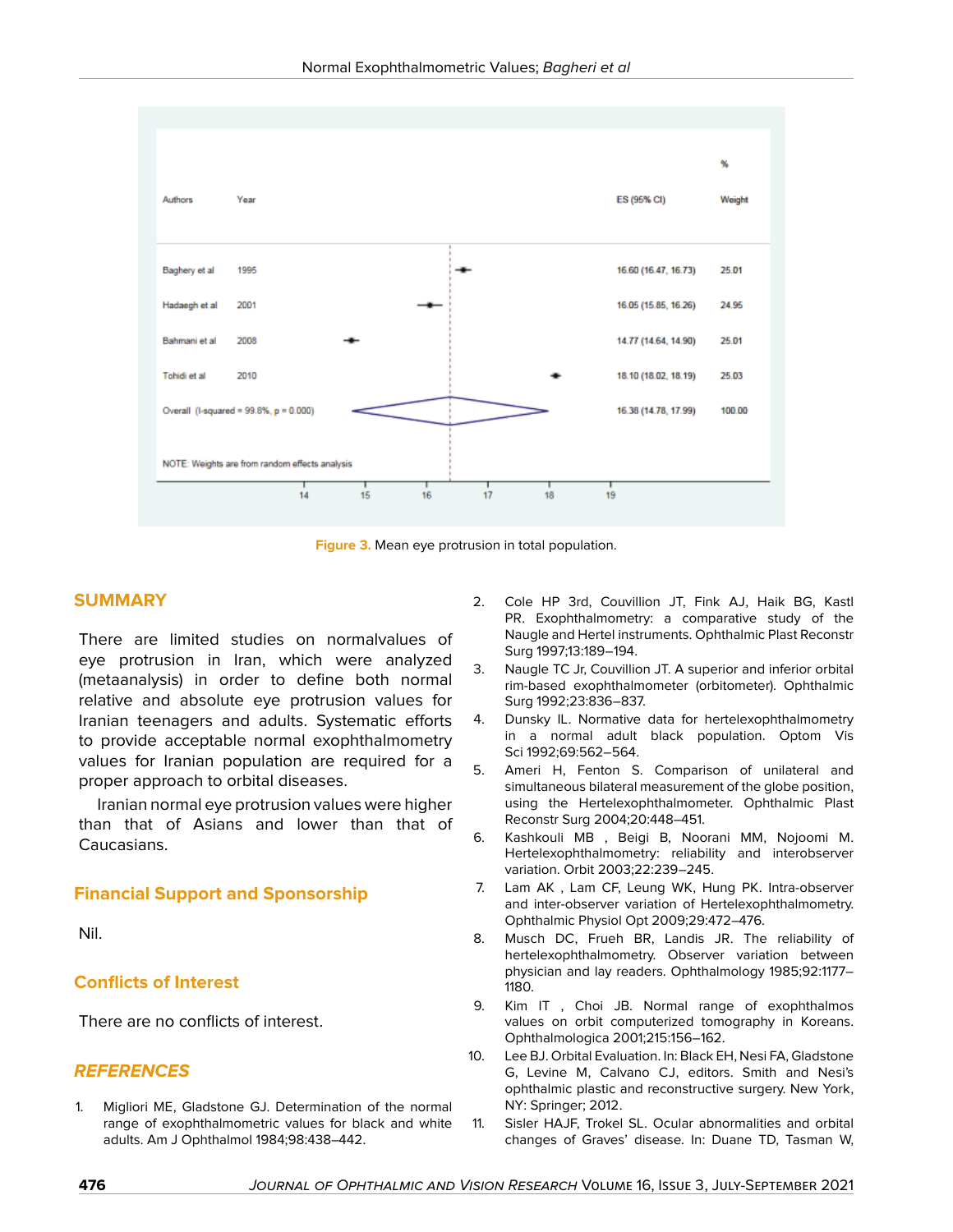| Authors | Year | ES (95% CI) | % Weight |
|---|---|---|---|
| Baghery et al | 1995 | 16.60 (16.47, 16.73) | 25.01 |
| Hadaegh et al | 2001 | 16.05 (15.85, 16.26) | 24.95 |
| Bahmani et al | 2008 | 14.77 (14.64, 14.90) | 25.01 |
| Tohidi et al | 2010 | 18.10 (18.02, 18.19) | 25.03 |
| Overall (I-squared = 99.8%, p = 0.000) | | 16.38 (14.78, 17.99) | 100.00 |

NOTE: Weights are from random effects analysis

**Figure 3.** Mean eye protrusion in total population.

## SUMMARY

There are limited studies on normalvalues of eye protrusion in Iran, which were analyzed (metaanalysis) in order to define both normal relative and absolute eye protrusion values for Iranian teenagers and adults. Systematic efforts to provide acceptable normal exophthalmometry values for Iranian population are required for a proper approach to orbital diseases.

Iranian normal eye protrusion values were higher than that of Asians and lower than that of Caucasians.

## Financial Support and Sponsorship

Nil.

## Conflicts of Interest

There are no conflicts of interest.

## REFERENCES

1. Migliori ME, Gladstone GJ. Determination of the normal range of exophthalmometric values for black and white adults. Am J Ophthalmol 1984;98:438–442.
2. Cole HP 3rd, Couvillion JT, Fink AJ, Haik BG, Kastl PR. Exophthalmometry: a comparative study of the Naugle and Hertel instruments. Ophthalmic Plast Reconstr Surg 1997;13:189–194.
3. Naugle TC Jr, Couvillion JT. A superior and inferior orbital rim-based exophthalmometer (orbitometer). Ophthalmic Surg 1992;23:836–837.
4. Dunsky IL. Normative data for hertelexophthalmometry in a normal adult black population. Optom Vis Sci 1992;69:562–564.
5. Ameri H, Fenton S. Comparison of unilateral and simultaneous bilateral measurement of the globe position, using the Hertelexophthalmometer. Ophthalmic Plast Reconstr Surg 2004;20:448–451.
6. Kashkouli MB , Beigi B, Noorani MM, Nojoomi M. Hertelexophthalmometry: reliability and interobserver variation. Orbit 2003;22:239–245.
7. Lam AK , Lam CF, Leung WK, Hung PK. Intra-observer and inter-observer variation of Hertelexophthalmometry. Ophthalmic Physiol Opt 2009;29:472–476.
8. Musch DC, Frueh BR, Landis JR. The reliability of hertelexophthalmometry. Observer variation between physician and lay readers. Ophthalmology 1985;92:1177–1180.
9. Kim IT , Choi JB. Normal range of exophthalmos values on orbit computerized tomography in Koreans. Ophthalmologica 2001;215:156–162.
10. Lee BJ. Orbital Evaluation. In: Black EH, Nesi FA, Gladstone G, Levine M, Calvano CJ, editors. Smith and Nesi's ophthalmic plastic and reconstructive surgery. New York, NY: Springer; 2012.
11. Sisler HAJF, Trokel SL. Ocular abnormalities and orbital changes of Graves' disease. In: Duane TD, Tasman W,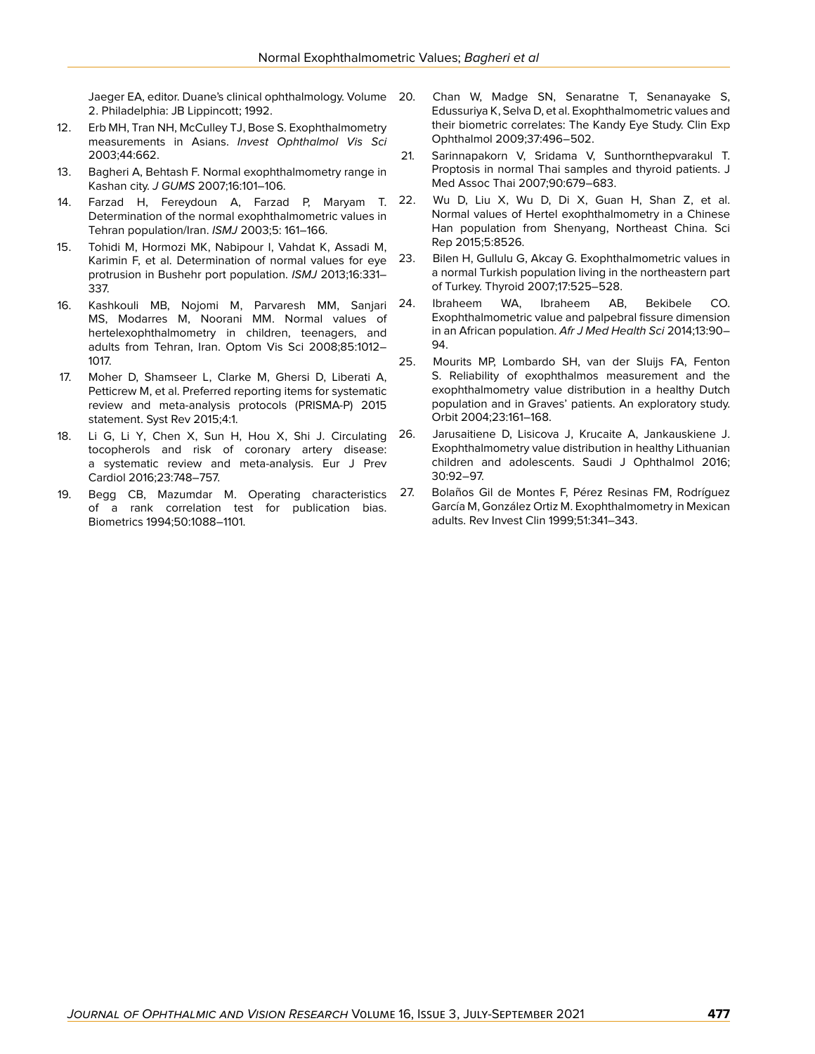Jaeger EA, editor. Duane's clinical ophthalmology. Volume 2. Philadelphia: JB Lippincott; 1992.

12. Erb MH, Tran NH, McCulley TJ, Bose S. Exophthalmometry measurements in Asians. *Invest Ophthalmol Vis Sci* 2003;44:662.
13. Bagheri A, Behtash F. Normal exophthalmometry range in Kashan city. *J GUMS* 2007;16:101–106.
14. Farzad H, Fereydoun A, Farzad P, Maryam T. Determination of the normal exophthalmometric values in Tehran population/Iran. *ISMJ* 2003;5: 161–166.
15. Tohidi M, Hormozi MK, Nabipour I, Vahdat K, Assadi M, Karimin F, et al. Determination of normal values for eye protrusion in Bushehr port population. *ISMJ* 2013;16:331–337.
16. Kashkouli MB, Nojomi M, Parvaresh MM, Sanjari MS, Modarres M, Noorani MM. Normal values of hertelexophthalmometry in children, teenagers, and adults from Tehran, Iran. Optom Vis Sci 2008;85:1012–1017.
17. Moher D, Shamseer L, Clarke M, Ghersi D, Liberati A, Petticrew M, et al. Preferred reporting items for systematic review and meta-analysis protocols (PRISMA-P) 2015 statement. Syst Rev 2015;4:1.
18. Li G, Li Y, Chen X, Sun H, Hou X, Shi J. Circulating tocopherols and risk of coronary artery disease: a systematic review and meta-analysis. Eur J Prev Cardiol 2016;23:748–757.
19. Begg CB, Mazumdar M. Operating characteristics of a rank correlation test for publication bias. Biometrics 1994;50:1088–1101.
20. Chan W, Madge SN, Senaratne T, Senanayake S, Edussuriya K, Selva D, et al. Exophthalmometric values and their biometric correlates: The Kandy Eye Study. Clin Exp Ophthalmol 2009;37:496–502.
21. Sarinnapakorn V, Sridama V, Sunthornthepvarakul T. Proptosis in normal Thai samples and thyroid patients. J Med Assoc Thai 2007;90:679–683.
22. Wu D, Liu X, Wu D, Di X, Guan H, Shan Z, et al. Normal values of Hertel exophthalmometry in a Chinese Han population from Shenyang, Northeast China. Sci Rep 2015;5:8526.
23. Bilen H, Gullulu G, Akcay G. Exophthalmometric values in a normal Turkish population living in the northeastern part of Turkey. Thyroid 2007;17:525–528.
24. Ibraheem WA, Ibraheem AB, Bekibele CO. Exophthalmometric value and palpebral fissure dimension in an African population. *Afr J Med Health Sci* 2014;13:90–94.
25. Mourits MP, Lombardo SH, van der Sluijs FA, Fenton S. Reliability of exophthalmos measurement and the exophthalmometry value distribution in a healthy Dutch population and in Graves' patients. An exploratory study. Orbit 2004;23:161–168.
26. Jarusaitiene D, Lisicova J, Krucaite A, Jankauskiene J. Exophthalmometry value distribution in healthy Lithuanian children and adolescents. Saudi J Ophthalmol 2016; 30:92–97.
27. Bolaños Gil de Montes F, Pérez Resinas FM, Rodríguez García M, González Ortiz M. Exophthalmometry in Mexican adults. Rev Invest Clin 1999;51:341–343.